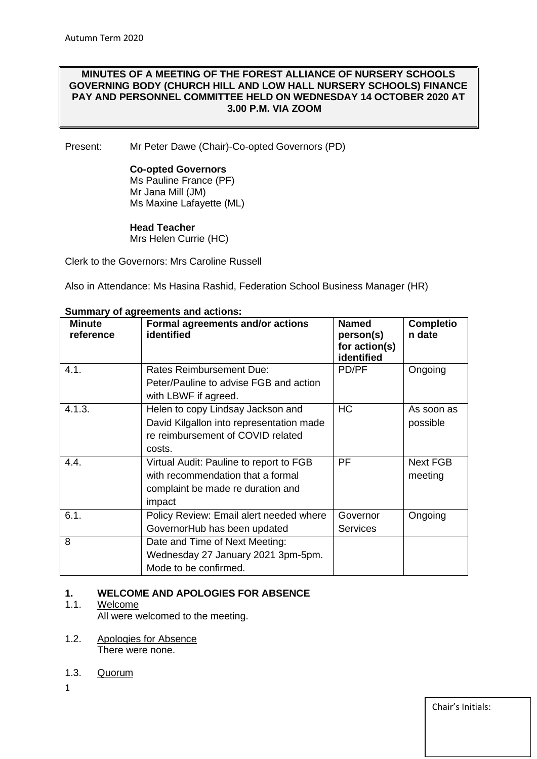**MINUTES OF A MEETING OF THE FOREST ALLIANCE OF NURSERY SCHOOLS GOVERNING BODY (CHURCH HILL AND LOW HALL NURSERY SCHOOLS) FINANCE PAY AND PERSONNEL COMMITTEE HELD ON WEDNESDAY 14 OCTOBER 2020 AT 3.00 P.M. VIA ZOOM**

Present: Mr Peter Dawe (Chair)-Co-opted Governors (PD)

**Co-opted Governors**
Ms Pauline France (PF)
Mr Jana Mill (JM)
Ms Maxine Lafayette (ML)

**Head Teacher**
Mrs Helen Currie (HC)

Clerk to the Governors: Mrs Caroline Russell

Also in Attendance: Ms Hasina Rashid, Federation School Business Manager (HR)

**Summary of agreements and actions:**

| Minute reference | Formal agreements and/or actions identified | Named person(s) for action(s) identified | Completion date |
|---|---|---|---|
| 4.1. | Rates Reimbursement Due: Peter/Pauline to advise FGB and action with LBWF if agreed. | PD/PF | Ongoing |
| 4.1.3. | Helen to copy Lindsay Jackson and David Kilgallon into representation made re reimbursement of COVID related costs. | HC | As soon as possible |
| 4.4. | Virtual Audit: Pauline to report to FGB with recommendation that a formal complaint be made re duration and impact | PF | Next FGB meeting |
| 6.1. | Policy Review: Email alert needed where GovernorHub has been updated | Governor Services | Ongoing |
| 8 | Date and Time of Next Meeting: Wednesday 27 January 2021 3pm-5pm. Mode to be confirmed. | | |

## 1. WELCOME AND APOLOGIES FOR ABSENCE

1.1. Welcome
All were welcomed to the meeting.

1.2. Apologies for Absence
There were none.

1.3. Quorum

Chair's Initials: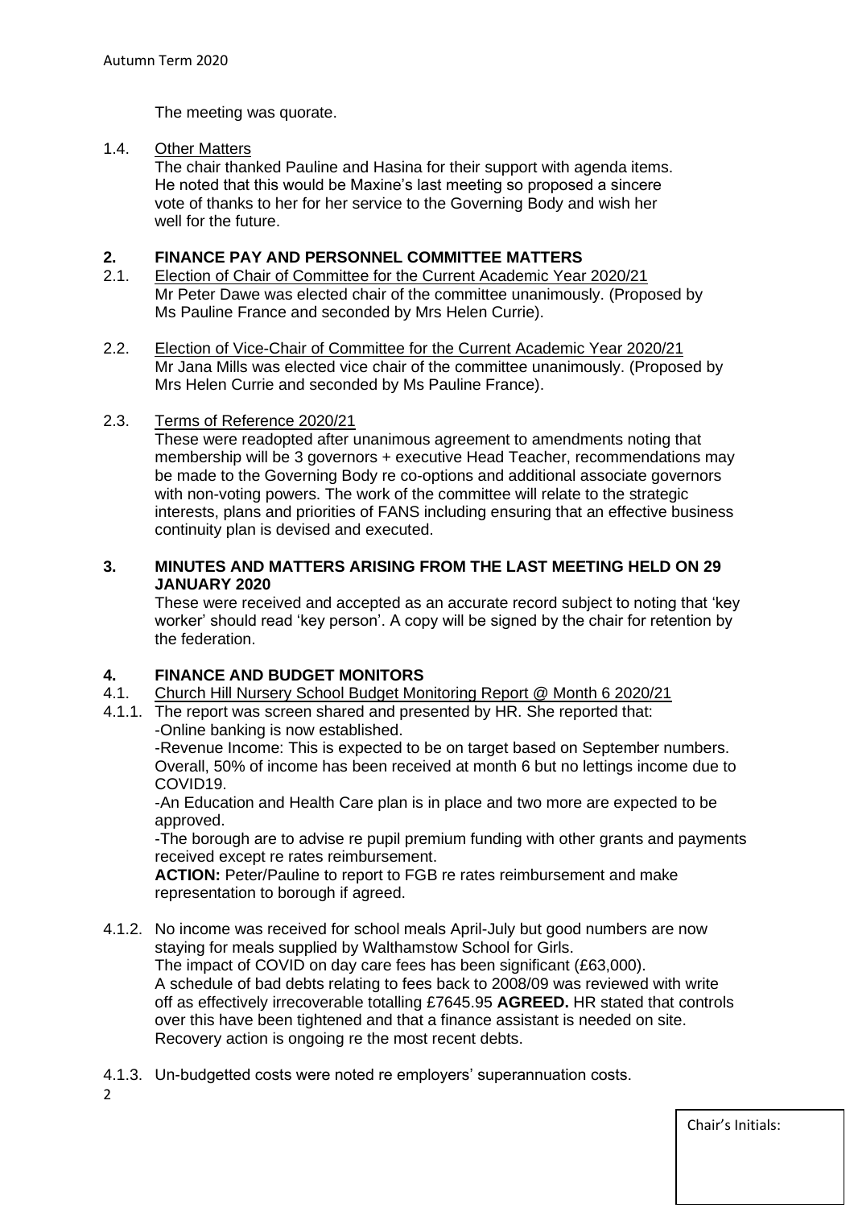The meeting was quorate.

1.4. Other Matters

The chair thanked Pauline and Hasina for their support with agenda items. He noted that this would be Maxine's last meeting so proposed a sincere vote of thanks to her for her service to the Governing Body and wish her well for the future.

## 2. FINANCE PAY AND PERSONNEL COMMITTEE MATTERS

2.1. Election of Chair of Committee for the Current Academic Year 2020/21

Mr Peter Dawe was elected chair of the committee unanimously. (Proposed by Ms Pauline France and seconded by Mrs Helen Currie).

2.2. Election of Vice-Chair of Committee for the Current Academic Year 2020/21

Mr Jana Mills was elected vice chair of the committee unanimously. (Proposed by Mrs Helen Currie and seconded by Ms Pauline France).

2.3. Terms of Reference 2020/21

These were readopted after unanimous agreement to amendments noting that membership will be 3 governors + executive Head Teacher, recommendations may be made to the Governing Body re co-options and additional associate governors with non-voting powers. The work of the committee will relate to the strategic interests, plans and priorities of FANS including ensuring that an effective business continuity plan is devised and executed.

## 3. MINUTES AND MATTERS ARISING FROM THE LAST MEETING HELD ON 29 JANUARY 2020

These were received and accepted as an accurate record subject to noting that 'key worker' should read 'key person'. A copy will be signed by the chair for retention by the federation.

## 4. FINANCE AND BUDGET MONITORS

4.1. Church Hill Nursery School Budget Monitoring Report @ Month 6 2020/21

4.1.1. The report was screen shared and presented by HR. She reported that:

-Online banking is now established.

-Revenue Income: This is expected to be on target based on September numbers. Overall, 50% of income has been received at month 6 but no lettings income due to COVID19.

-An Education and Health Care plan is in place and two more are expected to be approved.

-The borough are to advise re pupil premium funding with other grants and payments received except re rates reimbursement.

**ACTION:** Peter/Pauline to report to FGB re rates reimbursement and make representation to borough if agreed.

4.1.2. No income was received for school meals April-July but good numbers are now staying for meals supplied by Walthamstow School for Girls.

The impact of COVID on day care fees has been significant (£63,000).

A schedule of bad debts relating to fees back to 2008/09 was reviewed with write off as effectively irrecoverable totalling £7645.95 **AGREED.** HR stated that controls over this have been tightened and that a finance assistant is needed on site. Recovery action is ongoing re the most recent debts.

4.1.3. Un-budgetted costs were noted re employers' superannuation costs.

Chair's Initials: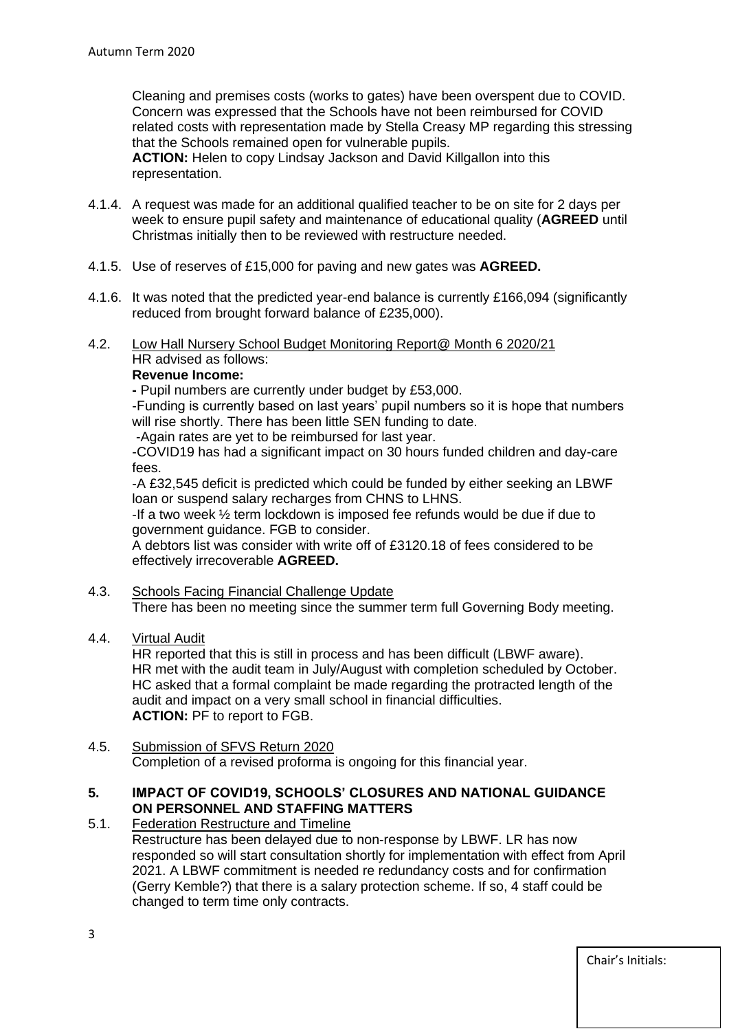Cleaning and premises costs (works to gates) have been overspent due to COVID. Concern was expressed that the Schools have not been reimbursed for COVID related costs with representation made by Stella Creasy MP regarding this stressing that the Schools remained open for vulnerable pupils.
**ACTION:** Helen to copy Lindsay Jackson and David Killgallon into this representation.

4.1.4. A request was made for an additional qualified teacher to be on site for 2 days per week to ensure pupil safety and maintenance of educational quality (**AGREED** until Christmas initially then to be reviewed with restructure needed.

4.1.5. Use of reserves of £15,000 for paving and new gates was **AGREED.**

4.1.6. It was noted that the predicted year-end balance is currently £166,094 (significantly reduced from brought forward balance of £235,000).

4.2. Low Hall Nursery School Budget Monitoring Report@ Month 6 2020/21
HR advised as follows:
**Revenue Income:**
**-** Pupil numbers are currently under budget by £53,000.
-Funding is currently based on last years' pupil numbers so it is hope that numbers will rise shortly. There has been little SEN funding to date.
-Again rates are yet to be reimbursed for last year.
-COVID19 has had a significant impact on 30 hours funded children and day-care fees.
-A £32,545 deficit is predicted which could be funded by either seeking an LBWF loan or suspend salary recharges from CHNS to LHNS.
-If a two week ½ term lockdown is imposed fee refunds would be due if due to government guidance. FGB to consider.
A debtors list was consider with write off of £3120.18 of fees considered to be effectively irrecoverable **AGREED.**

4.3. Schools Facing Financial Challenge Update
There has been no meeting since the summer term full Governing Body meeting.

4.4. Virtual Audit
HR reported that this is still in process and has been difficult (LBWF aware). HR met with the audit team in July/August with completion scheduled by October. HC asked that a formal complaint be made regarding the protracted length of the audit and impact on a very small school in financial difficulties.
**ACTION:** PF to report to FGB.

4.5. Submission of SFVS Return 2020
Completion of a revised proforma is ongoing for this financial year.

## 5. IMPACT OF COVID19, SCHOOLS' CLOSURES AND NATIONAL GUIDANCE ON PERSONNEL AND STAFFING MATTERS

5.1. Federation Restructure and Timeline
Restructure has been delayed due to non-response by LBWF. LR has now responded so will start consultation shortly for implementation with effect from April 2021. A LBWF commitment is needed re redundancy costs and for confirmation (Gerry Kemble?) that there is a salary protection scheme. If so, 4 staff could be changed to term time only contracts.

Chair's Initials: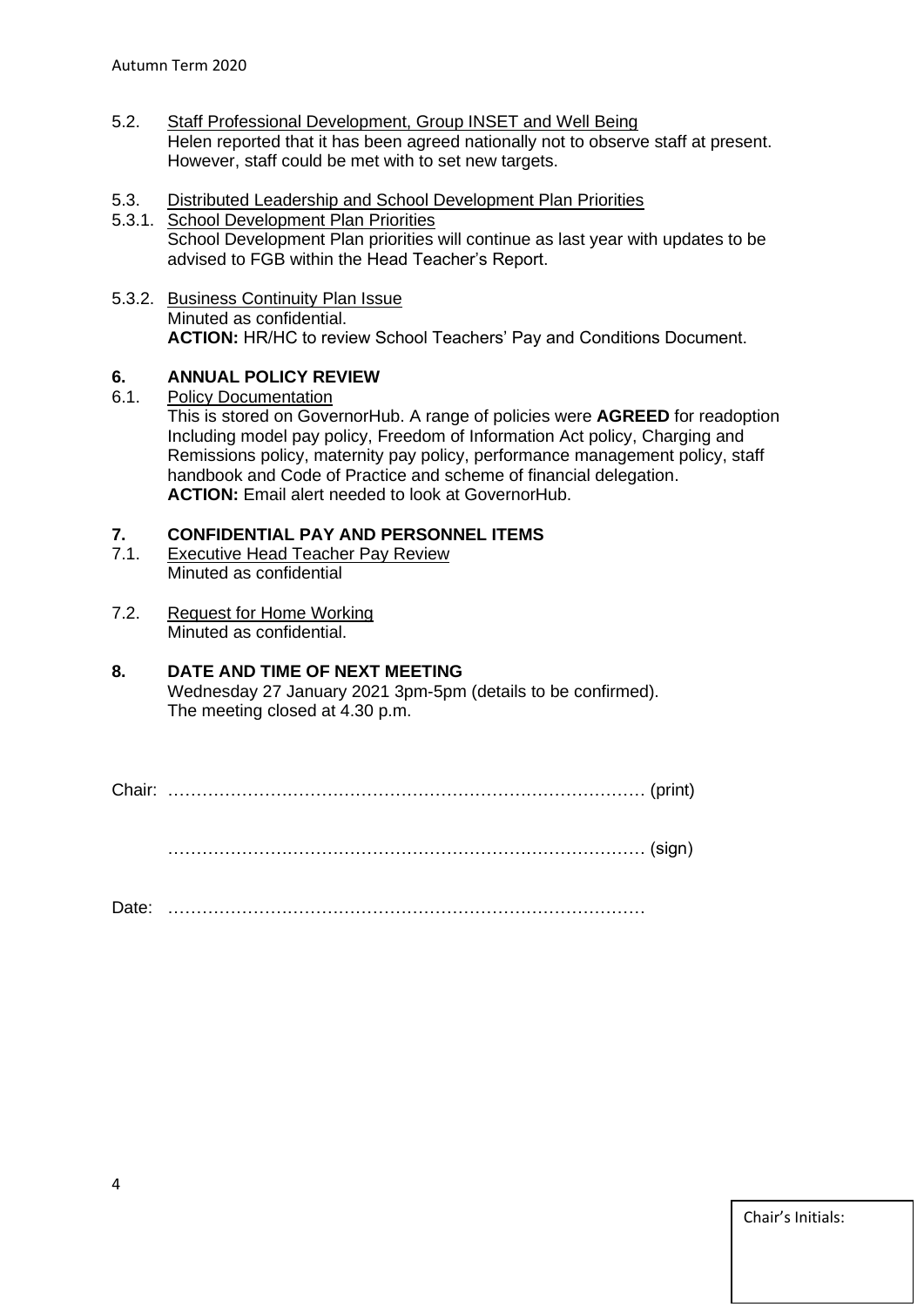5.2. Staff Professional Development, Group INSET and Well Being

Helen reported that it has been agreed nationally not to observe staff at present. However, staff could be met with to set new targets.

5.3. Distributed Leadership and School Development Plan Priorities

5.3.1. School Development Plan Priorities

School Development Plan priorities will continue as last year with updates to be advised to FGB within the Head Teacher's Report.

5.3.2. Business Continuity Plan Issue

Minuted as confidential.

**ACTION:** HR/HC to review School Teachers' Pay and Conditions Document.

## 6. ANNUAL POLICY REVIEW

6.1. Policy Documentation

This is stored on GovernorHub. A range of policies were **AGREED** for readoption Including model pay policy, Freedom of Information Act policy, Charging and Remissions policy, maternity pay policy, performance management policy, staff handbook and Code of Practice and scheme of financial delegation.

**ACTION:** Email alert needed to look at GovernorHub.

## 7. CONFIDENTIAL PAY AND PERSONNEL ITEMS

7.1. Executive Head Teacher Pay Review

Minuted as confidential

7.2. Request for Home Working

Minuted as confidential.

## 8. DATE AND TIME OF NEXT MEETING

Wednesday 27 January 2021 3pm-5pm (details to be confirmed).

The meeting closed at 4.30 p.m.

Chair: ………………………………………………………………………… (print)

………………………………………………………………………… (sign)

Date: …………………………………………………………………………

Chair's Initials: